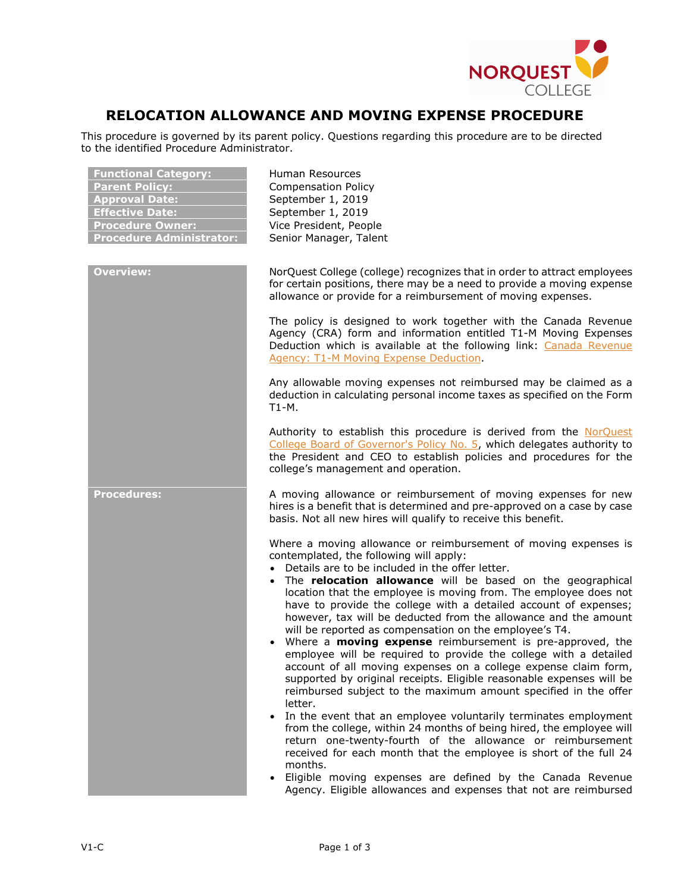# RELOCATION ALLOWANCE AND MOVING EXPENSE PROCEDURE

This procedure is governed by its parent policy. Questions regarding this procedure are to be directed to the identified Procedure Administrator.

| | |
|---|---|
| **Functional Category:** | Human Resources |
| **Parent Policy:** | Compensation Policy |
| **Approval Date:** | September 1, 2019 |
| **Effective Date:** | September 1, 2019 |
| **Procedure Owner:** | Vice President, People |
| **Procedure Administrator:** | Senior Manager, Talent |

## Overview:

NorQuest College (college) recognizes that in order to attract employees for certain positions, there may be a need to provide a moving expense allowance or provide for a reimbursement of moving expenses.

The policy is designed to work together with the Canada Revenue Agency (CRA) form and information entitled T1-M Moving Expenses Deduction which is available at the following link: [Canada Revenue Agency: T1-M Moving Expense Deduction](#).

Any allowable moving expenses not reimbursed may be claimed as a deduction in calculating personal income taxes as specified on the Form T1-M.

Authority to establish this procedure is derived from the [NorQuest College Board of Governor's Policy No. 5](#), which delegates authority to the President and CEO to establish policies and procedures for the college's management and operation.

## Procedures:

A moving allowance or reimbursement of moving expenses for new hires is a benefit that is determined and pre-approved on a case by case basis. Not all new hires will qualify to receive this benefit.

Where a moving allowance or reimbursement of moving expenses is contemplated, the following will apply:

- Details are to be included in the offer letter.
- The **relocation allowance** will be based on the geographical location that the employee is moving from. The employee does not have to provide the college with a detailed account of expenses; however, tax will be deducted from the allowance and the amount will be reported as compensation on the employee's T4.
- Where a **moving expense** reimbursement is pre-approved, the employee will be required to provide the college with a detailed account of all moving expenses on a college expense claim form, supported by original receipts. Eligible reasonable expenses will be reimbursed subject to the maximum amount specified in the offer letter.
- In the event that an employee voluntarily terminates employment from the college, within 24 months of being hired, the employee will return one-twenty-fourth of the allowance or reimbursement received for each month that the employee is short of the full 24 months.
- Eligible moving expenses are defined by the Canada Revenue Agency. Eligible allowances and expenses that not are reimbursed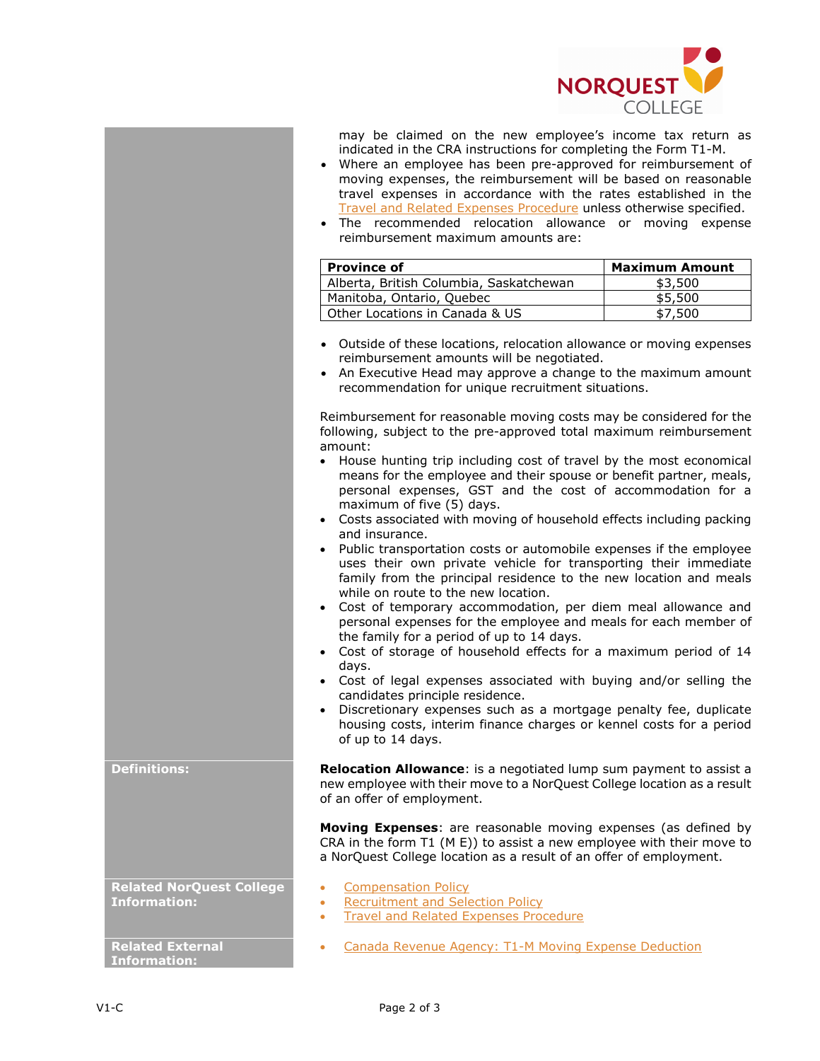may be claimed on the new employee's income tax return as indicated in the CRA instructions for completing the Form T1-M.

- Where an employee has been pre-approved for reimbursement of moving expenses, the reimbursement will be based on reasonable travel expenses in accordance with the rates established in the Travel and Related Expenses Procedure unless otherwise specified.
- The recommended relocation allowance or moving expense reimbursement maximum amounts are:

| Province of | Maximum Amount |
|---|---|
| Alberta, British Columbia, Saskatchewan | $3,500 |
| Manitoba, Ontario, Quebec | $5,500 |
| Other Locations in Canada & US | $7,500 |

- Outside of these locations, relocation allowance or moving expenses reimbursement amounts will be negotiated.
- An Executive Head may approve a change to the maximum amount recommendation for unique recruitment situations.

Reimbursement for reasonable moving costs may be considered for the following, subject to the pre-approved total maximum reimbursement amount:

- House hunting trip including cost of travel by the most economical means for the employee and their spouse or benefit partner, meals, personal expenses, GST and the cost of accommodation for a maximum of five (5) days.
- Costs associated with moving of household effects including packing and insurance.
- Public transportation costs or automobile expenses if the employee uses their own private vehicle for transporting their immediate family from the principal residence to the new location and meals while on route to the new location.
- Cost of temporary accommodation, per diem meal allowance and personal expenses for the employee and meals for each member of the family for a period of up to 14 days.
- Cost of storage of household effects for a maximum period of 14 days.
- Cost of legal expenses associated with buying and/or selling the candidates principle residence.
- Discretionary expenses such as a mortgage penalty fee, duplicate housing costs, interim finance charges or kennel costs for a period of up to 14 days.

**Definitions:**

**Relocation Allowance**: is a negotiated lump sum payment to assist a new employee with their move to a NorQuest College location as a result of an offer of employment.

**Moving Expenses**: are reasonable moving expenses (as defined by CRA in the form T1 (M E)) to assist a new employee with their move to a NorQuest College location as a result of an offer of employment.

**Related NorQuest College Information:**

- Compensation Policy
- Recruitment and Selection Policy
- Travel and Related Expenses Procedure

**Related External Information:**

- Canada Revenue Agency: T1-M Moving Expense Deduction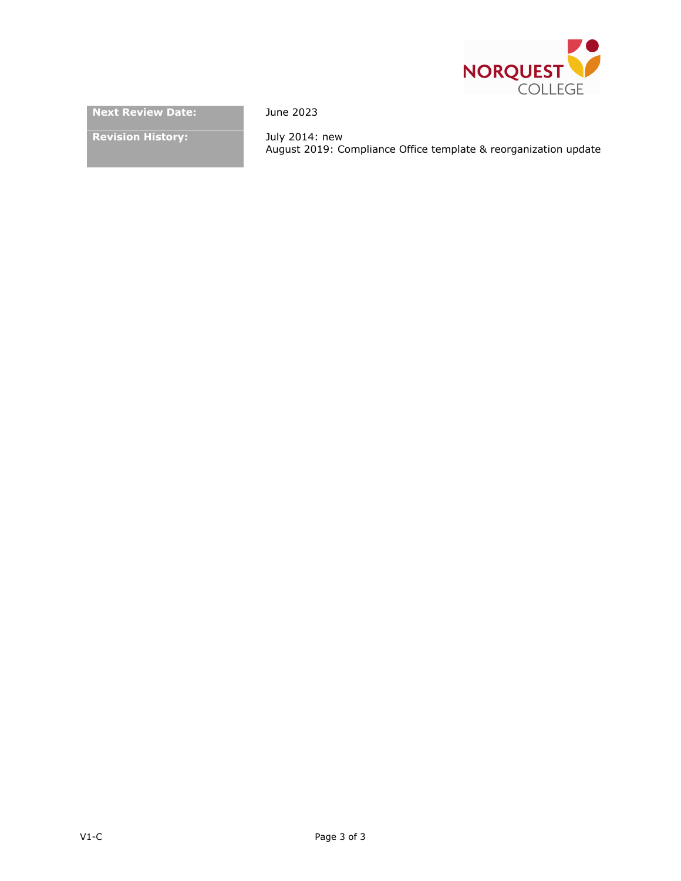| | |
|---|---|
| **Next Review Date:** | June 2023 |
| **Revision History:** | July 2014: new<br>August 2019: Compliance Office template & reorganization update |